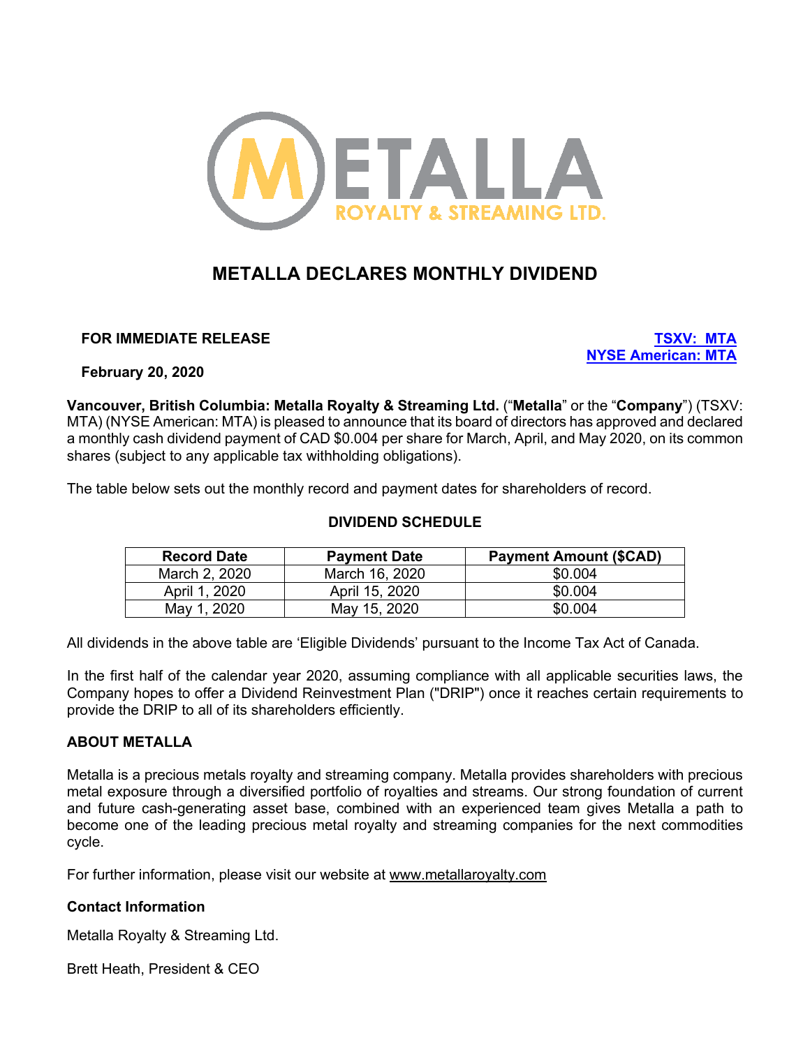# METALLA DECLARES MONTHLY DIVIDEND

**FOR IMMEDIATE RELEASE**

**TSXV: MTA**
**NYSE American: MTA**

**February 20, 2020**

**Vancouver, British Columbia: Metalla Royalty & Streaming Ltd.** ("**Metalla**" or the "**Company**") (TSXV: MTA) (NYSE American: MTA) is pleased to announce that its board of directors has approved and declared a monthly cash dividend payment of CAD $0.004 per share for March, April, and May 2020, on its common shares (subject to any applicable tax withholding obligations).

The table below sets out the monthly record and payment dates for shareholders of record.

**DIVIDEND SCHEDULE**

| Record Date | Payment Date | Payment Amount ($CAD) |
|---|---|---|
| March 2, 2020 | March 16, 2020 | $0.004 |
| April 1, 2020 | April 15, 2020 | $0.004 |
| May 1, 2020 | May 15, 2020 | $0.004 |

All dividends in the above table are 'Eligible Dividends' pursuant to the Income Tax Act of Canada.

In the first half of the calendar year 2020, assuming compliance with all applicable securities laws, the Company hopes to offer a Dividend Reinvestment Plan ("DRIP") once it reaches certain requirements to provide the DRIP to all of its shareholders efficiently.

## ABOUT METALLA

Metalla is a precious metals royalty and streaming company. Metalla provides shareholders with precious metal exposure through a diversified portfolio of royalties and streams. Our strong foundation of current and future cash-generating asset base, combined with an experienced team gives Metalla a path to become one of the leading precious metal royalty and streaming companies for the next commodities cycle.

For further information, please visit our website at www.metallaroyalty.com

### Contact Information

Metalla Royalty & Streaming Ltd.

Brett Heath, President & CEO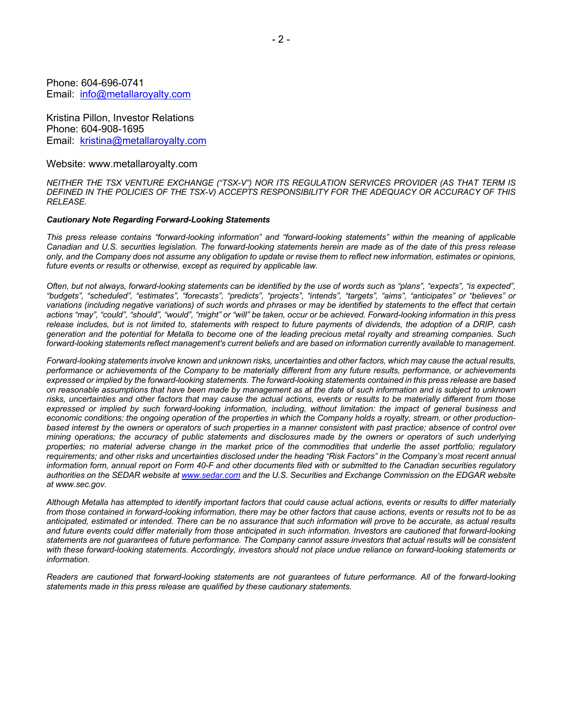Phone: 604-696-0741
Email: [info@metallaroyalty.com](mailto:info@metallaroyalty.com)

Kristina Pillon, Investor Relations
Phone: 604-908-1695
Email: [kristina@metallaroyalty.com](mailto:kristina@metallaroyalty.com)

Website: www.metallaroyalty.com

*NEITHER THE TSX VENTURE EXCHANGE ("TSX-V") NOR ITS REGULATION SERVICES PROVIDER (AS THAT TERM IS DEFINED IN THE POLICIES OF THE TSX-V) ACCEPTS RESPONSIBILITY FOR THE ADEQUACY OR ACCURACY OF THIS RELEASE.*

***Cautionary Note Regarding Forward-Looking Statements***

*This press release contains "forward-looking information" and "forward-looking statements" within the meaning of applicable Canadian and U.S. securities legislation. The forward-looking statements herein are made as of the date of this press release only, and the Company does not assume any obligation to update or revise them to reflect new information, estimates or opinions, future events or results or otherwise, except as required by applicable law.*

*Often, but not always, forward-looking statements can be identified by the use of words such as "plans", "expects", "is expected", "budgets", "scheduled", "estimates", "forecasts", "predicts", "projects", "intends", "targets", "aims", "anticipates" or "believes" or variations (including negative variations) of such words and phrases or may be identified by statements to the effect that certain actions "may", "could", "should", "would", "might" or "will" be taken, occur or be achieved. Forward-looking information in this press release includes, but is not limited to, statements with respect to future payments of dividends, the adoption of a DRIP, cash generation and the potential for Metalla to become one of the leading precious metal royalty and streaming companies. Such forward-looking statements reflect management's current beliefs and are based on information currently available to management.*

*Forward-looking statements involve known and unknown risks, uncertainties and other factors, which may cause the actual results, performance or achievements of the Company to be materially different from any future results, performance, or achievements expressed or implied by the forward-looking statements. The forward-looking statements contained in this press release are based on reasonable assumptions that have been made by management as at the date of such information and is subject to unknown risks, uncertainties and other factors that may cause the actual actions, events or results to be materially different from those expressed or implied by such forward-looking information, including, without limitation: the impact of general business and economic conditions; the ongoing operation of the properties in which the Company holds a royalty, stream, or other production-based interest by the owners or operators of such properties in a manner consistent with past practice; absence of control over mining operations; the accuracy of public statements and disclosures made by the owners or operators of such underlying properties; no material adverse change in the market price of the commodities that underlie the asset portfolio; regulatory requirements; and other risks and uncertainties disclosed under the heading "Risk Factors" in the Company's most recent annual information form, annual report on Form 40-F and other documents filed with or submitted to the Canadian securities regulatory authorities on the SEDAR website at [www.sedar.com](http://www.sedar.com) and the U.S. Securities and Exchange Commission on the EDGAR website at www.sec.gov.*

*Although Metalla has attempted to identify important factors that could cause actual actions, events or results to differ materially from those contained in forward-looking information, there may be other factors that cause actions, events or results not to be as anticipated, estimated or intended. There can be no assurance that such information will prove to be accurate, as actual results and future events could differ materially from those anticipated in such information. Investors are cautioned that forward-looking statements are not guarantees of future performance. The Company cannot assure investors that actual results will be consistent with these forward-looking statements. Accordingly, investors should not place undue reliance on forward-looking statements or information.*

*Readers are cautioned that forward-looking statements are not guarantees of future performance. All of the forward-looking statements made in this press release are qualified by these cautionary statements.*